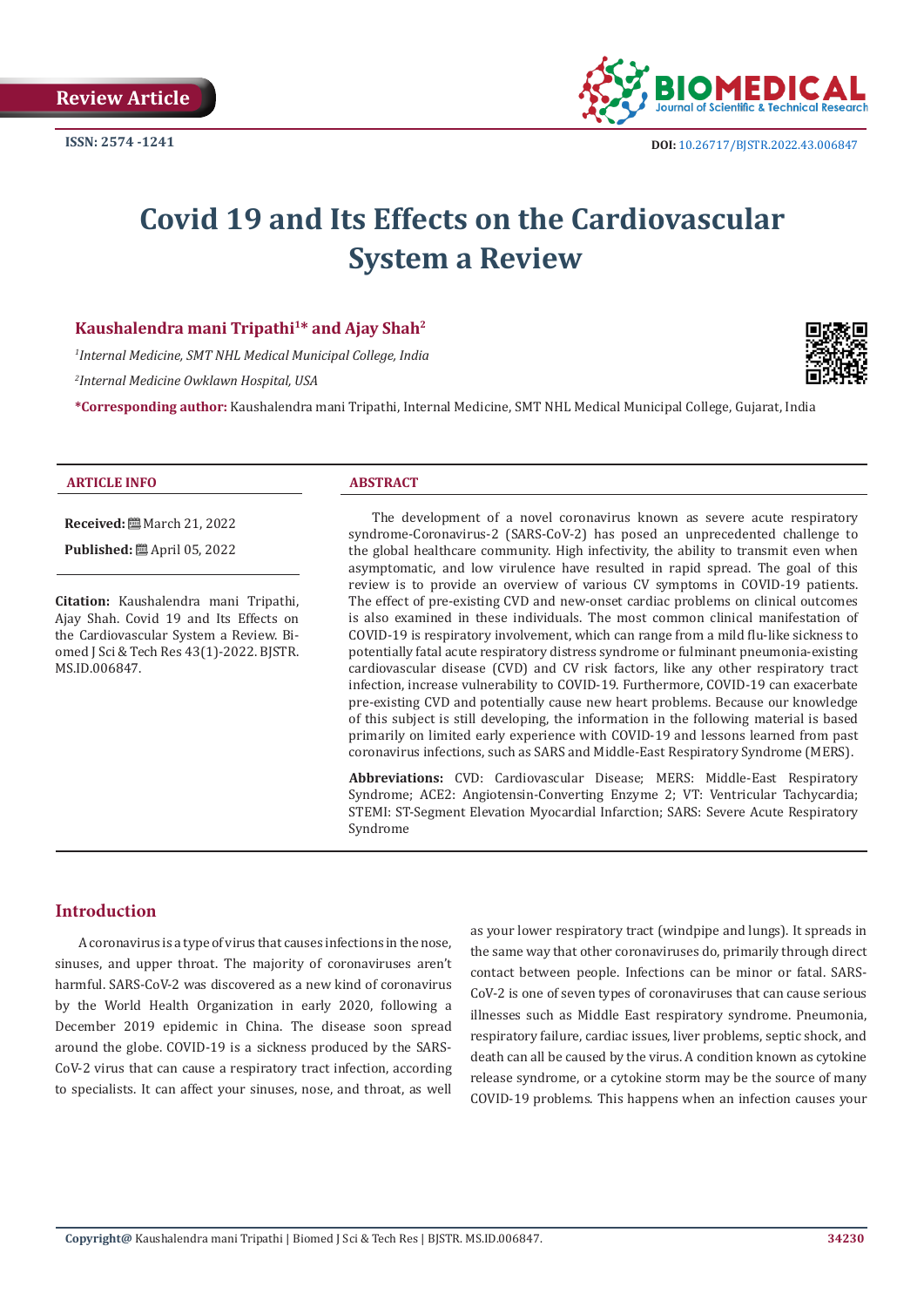Review Article

ISSN: 2574 -1241

DOI: 10.26717/BJSTR.2022.43.006847

# Covid 19 and Its Effects on the Cardiovascular System a Review

**Kaushalendra mani Tripathi[1]* and Ajay Shah[2]**

[1]*Internal Medicine, SMT NHL Medical Municipal College, India*

[2]*Internal Medicine Owklawn Hospital, USA*

***Corresponding author:** Kaushalendra mani Tripathi, Internal Medicine, SMT NHL Medical Municipal College, Gujarat, India

**ARTICLE INFO**

**Received:** March 21, 2022

**Published:** April 05, 2022

**Citation:** Kaushalendra mani Tripathi, Ajay Shah. Covid 19 and Its Effects on the Cardiovascular System a Review. Biomed J Sci & Tech Res 43(1)-2022. BJSTR. MS.ID.006847.

**ABSTRACT**

The development of a novel coronavirus known as severe acute respiratory syndrome-Coronavirus-2 (SARS-CoV-2) has posed an unprecedented challenge to the global healthcare community. High infectivity, the ability to transmit even when asymptomatic, and low virulence have resulted in rapid spread. The goal of this review is to provide an overview of various CV symptoms in COVID-19 patients. The effect of pre-existing CVD and new-onset cardiac problems on clinical outcomes is also examined in these individuals. The most common clinical manifestation of COVID-19 is respiratory involvement, which can range from a mild flu-like sickness to potentially fatal acute respiratory distress syndrome or fulminant pneumonia-existing cardiovascular disease (CVD) and CV risk factors, like any other respiratory tract infection, increase vulnerability to COVID-19. Furthermore, COVID-19 can exacerbate pre-existing CVD and potentially cause new heart problems. Because our knowledge of this subject is still developing, the information in the following material is based primarily on limited early experience with COVID-19 and lessons learned from past coronavirus infections, such as SARS and Middle-East Respiratory Syndrome (MERS).

**Abbreviations:** CVD: Cardiovascular Disease; MERS: Middle-East Respiratory Syndrome; ACE2: Angiotensin-Converting Enzyme 2; VT: Ventricular Tachycardia; STEMI: ST-Segment Elevation Myocardial Infarction; SARS: Severe Acute Respiratory Syndrome

## Introduction

A coronavirus is a type of virus that causes infections in the nose, sinuses, and upper throat. The majority of coronaviruses aren't harmful. SARS-CoV-2 was discovered as a new kind of coronavirus by the World Health Organization in early 2020, following a December 2019 epidemic in China. The disease soon spread around the globe. COVID-19 is a sickness produced by the SARS-CoV-2 virus that can cause a respiratory tract infection, according to specialists. It can affect your sinuses, nose, and throat, as well as your lower respiratory tract (windpipe and lungs). It spreads in the same way that other coronaviruses do, primarily through direct contact between people. Infections can be minor or fatal. SARS-CoV-2 is one of seven types of coronaviruses that can cause serious illnesses such as Middle East respiratory syndrome. Pneumonia, respiratory failure, cardiac issues, liver problems, septic shock, and death can all be caused by the virus. A condition known as cytokine release syndrome, or a cytokine storm may be the source of many COVID-19 problems. This happens when an infection causes your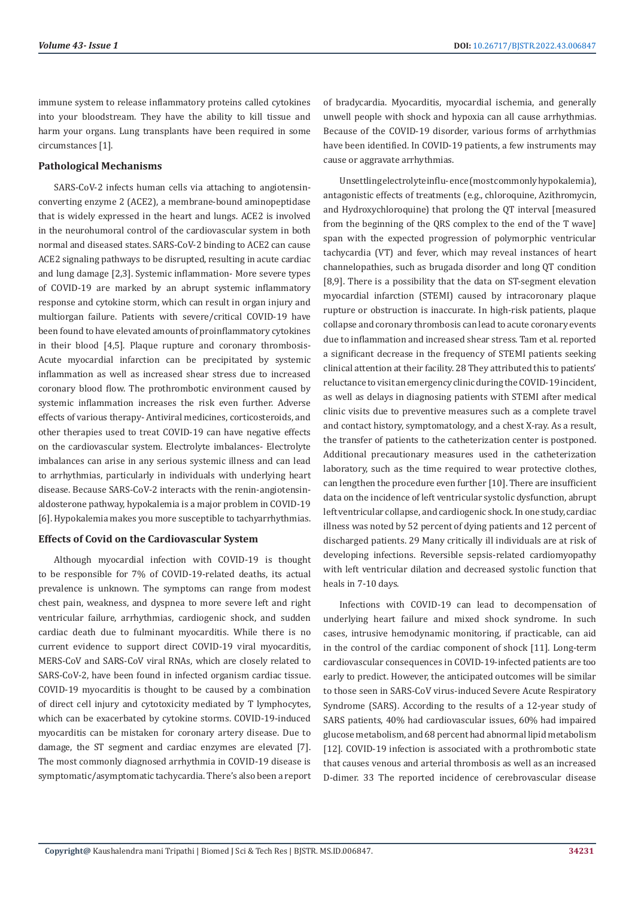immune system to release inflammatory proteins called cytokines into your bloodstream. They have the ability to kill tissue and harm your organs. Lung transplants have been required in some circumstances [1].

## Pathological Mechanisms

SARS-CoV-2 infects human cells via attaching to angiotensin-converting enzyme 2 (ACE2), a membrane-bound aminopeptidase that is widely expressed in the heart and lungs. ACE2 is involved in the neurohumoral control of the cardiovascular system in both normal and diseased states. SARS-CoV-2 binding to ACE2 can cause ACE2 signaling pathways to be disrupted, resulting in acute cardiac and lung damage [2,3]. Systemic inflammation- More severe types of COVID-19 are marked by an abrupt systemic inflammatory response and cytokine storm, which can result in organ injury and multiorgan failure. Patients with severe/critical COVID-19 have been found to have elevated amounts of proinflammatory cytokines in their blood [4,5]. Plaque rupture and coronary thrombosis- Acute myocardial infarction can be precipitated by systemic inflammation as well as increased shear stress due to increased coronary blood flow. The prothrombotic environment caused by systemic inflammation increases the risk even further. Adverse effects of various therapy- Antiviral medicines, corticosteroids, and other therapies used to treat COVID-19 can have negative effects on the cardiovascular system. Electrolyte imbalances- Electrolyte imbalances can arise in any serious systemic illness and can lead to arrhythmias, particularly in individuals with underlying heart disease. Because SARS-CoV-2 interacts with the renin-angiotensin-aldosterone pathway, hypokalemia is a major problem in COVID-19 [6]. Hypokalemia makes you more susceptible to tachyarrhythmias.

## Effects of Covid on the Cardiovascular System

Although myocardial infection with COVID-19 is thought to be responsible for 7% of COVID-19-related deaths, its actual prevalence is unknown. The symptoms can range from modest chest pain, weakness, and dyspnea to more severe left and right ventricular failure, arrhythmias, cardiogenic shock, and sudden cardiac death due to fulminant myocarditis. While there is no current evidence to support direct COVID-19 viral myocarditis, MERS-CoV and SARS-CoV viral RNAs, which are closely related to SARS-CoV-2, have been found in infected organism cardiac tissue. COVID-19 myocarditis is thought to be caused by a combination of direct cell injury and cytotoxicity mediated by T lymphocytes, which can be exacerbated by cytokine storms. COVID-19-induced myocarditis can be mistaken for coronary artery disease. Due to damage, the ST segment and cardiac enzymes are elevated [7]. The most commonly diagnosed arrhythmia in COVID-19 disease is symptomatic/asymptomatic tachycardia. There's also been a report of bradycardia. Myocarditis, myocardial ischemia, and generally unwell people with shock and hypoxia can all cause arrhythmias. Because of the COVID-19 disorder, various forms of arrhythmias have been identified. In COVID-19 patients, a few instruments may cause or aggravate arrhythmias.

Unsettling electrolyte influ- ence (most commonly hypokalemia), antagonistic effects of treatments (e.g., chloroquine, Azithromycin, and Hydroxychloroquine) that prolong the QT interval [measured from the beginning of the QRS complex to the end of the T wave] span with the expected progression of polymorphic ventricular tachycardia (VT) and fever, which may reveal instances of heart channelopathies, such as brugada disorder and long QT condition [8,9]. There is a possibility that the data on ST-segment elevation myocardial infarction (STEMI) caused by intracoronary plaque rupture or obstruction is inaccurate. In high-risk patients, plaque collapse and coronary thrombosis can lead to acute coronary events due to inflammation and increased shear stress. Tam et al. reported a significant decrease in the frequency of STEMI patients seeking clinical attention at their facility. 28 They attributed this to patients' reluctance to visit an emergency clinic during the COVID-19 incident, as well as delays in diagnosing patients with STEMI after medical clinic visits due to preventive measures such as a complete travel and contact history, symptomatology, and a chest X-ray. As a result, the transfer of patients to the catheterization center is postponed. Additional precautionary measures used in the catheterization laboratory, such as the time required to wear protective clothes, can lengthen the procedure even further [10]. There are insufficient data on the incidence of left ventricular systolic dysfunction, abrupt left ventricular collapse, and cardiogenic shock. In one study, cardiac illness was noted by 52 percent of dying patients and 12 percent of discharged patients. 29 Many critically ill individuals are at risk of developing infections. Reversible sepsis-related cardiomyopathy with left ventricular dilation and decreased systolic function that heals in 7-10 days.

Infections with COVID-19 can lead to decompensation of underlying heart failure and mixed shock syndrome. In such cases, intrusive hemodynamic monitoring, if practicable, can aid in the control of the cardiac component of shock [11]. Long-term cardiovascular consequences in COVID-19-infected patients are too early to predict. However, the anticipated outcomes will be similar to those seen in SARS-CoV virus-induced Severe Acute Respiratory Syndrome (SARS). According to the results of a 12-year study of SARS patients, 40% had cardiovascular issues, 60% had impaired glucose metabolism, and 68 percent had abnormal lipid metabolism [12]. COVID-19 infection is associated with a prothrombotic state that causes venous and arterial thrombosis as well as an increased D-dimer. 33 The reported incidence of cerebrovascular disease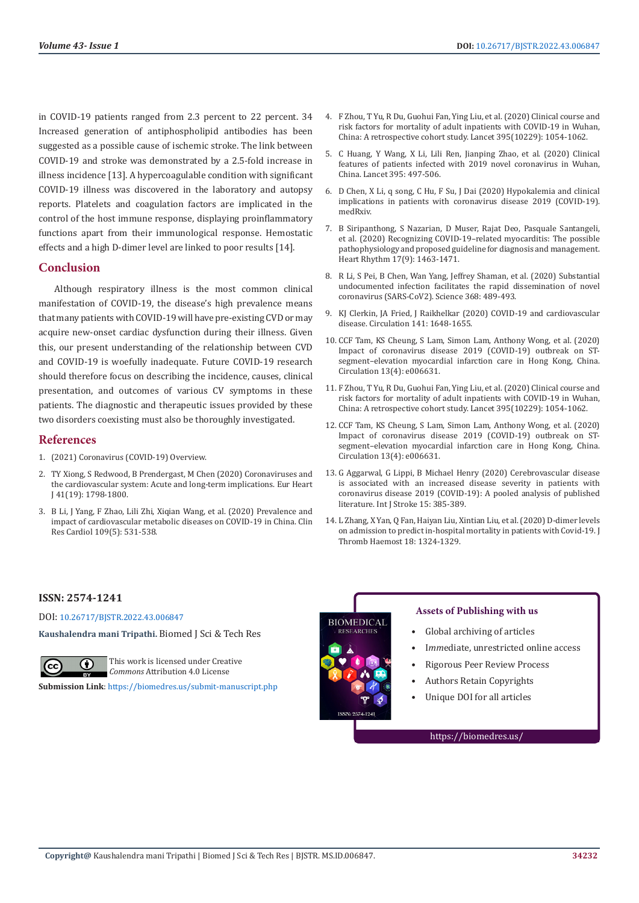in COVID-19 patients ranged from 2.3 percent to 22 percent. 34 Increased generation of antiphospholipid antibodies has been suggested as a possible cause of ischemic stroke. The link between COVID-19 and stroke was demonstrated by a 2.5-fold increase in illness incidence [13]. A hypercoagulable condition with significant COVID-19 illness was discovered in the laboratory and autopsy reports. Platelets and coagulation factors are implicated in the control of the host immune response, displaying proinflammatory functions apart from their immunological response. Hemostatic effects and a high D-dimer level are linked to poor results [14].

## Conclusion

Although respiratory illness is the most common clinical manifestation of COVID-19, the disease's high prevalence means that many patients with COVID-19 will have pre-existing CVD or may acquire new-onset cardiac dysfunction during their illness. Given this, our present understanding of the relationship between CVD and COVID-19 is woefully inadequate. Future COVID-19 research should therefore focus on describing the incidence, causes, clinical presentation, and outcomes of various CV symptoms in these patients. The diagnostic and therapeutic issues provided by these two disorders coexisting must also be thoroughly investigated.

## References

1. (2021) Coronavirus (COVID-19) Overview.
2. TY Xiong, S Redwood, B Prendergast, M Chen (2020) Coronaviruses and the cardiovascular system: Acute and long-term implications. Eur Heart J 41(19): 1798-1800.
3. B Li, J Yang, F Zhao, Lili Zhi, Xiqian Wang, et al. (2020) Prevalence and impact of cardiovascular metabolic diseases on COVID-19 in China. Clin Res Cardiol 109(5): 531-538.
4. F Zhou, T Yu, R Du, Guohui Fan, Ying Liu, et al. (2020) Clinical course and risk factors for mortality of adult inpatients with COVID-19 in Wuhan, China: A retrospective cohort study. Lancet 395(10229): 1054-1062.
5. C Huang, Y Wang, X Li, Lili Ren, Jianping Zhao, et al. (2020) Clinical features of patients infected with 2019 novel coronavirus in Wuhan, China. Lancet 395: 497-506.
6. D Chen, X Li, q song, C Hu, F Su, J Dai (2020) Hypokalemia and clinical implications in patients with coronavirus disease 2019 (COVID-19). medRxiv.
7. B Siripanthong, S Nazarian, D Muser, Rajat Deo, Pasquale Santangeli, et al. (2020) Recognizing COVID-19–related myocarditis: The possible pathophysiology and proposed guideline for diagnosis and management. Heart Rhythm 17(9): 1463-1471.
8. R Li, S Pei, B Chen, Wan Yang, Jeffrey Shaman, et al. (2020) Substantial undocumented infection facilitates the rapid dissemination of novel coronavirus (SARS-CoV2). Science 368: 489-493.
9. KJ Clerkin, JA Fried, J Raikhelkar (2020) COVID-19 and cardiovascular disease. Circulation 141: 1648-1655.
10. CCF Tam, KS Cheung, S Lam, Simon Lam, Anthony Wong, et al. (2020) Impact of coronavirus disease 2019 (COVID-19) outbreak on ST-segment–elevation myocardial infarction care in Hong Kong, China. Circulation 13(4): e006631.
11. F Zhou, T Yu, R Du, Guohui Fan, Ying Liu, et al. (2020) Clinical course and risk factors for mortality of adult inpatients with COVID-19 in Wuhan, China: A retrospective cohort study. Lancet 395(10229): 1054-1062.
12. CCF Tam, KS Cheung, S Lam, Simon Lam, Anthony Wong, et al. (2020) Impact of coronavirus disease 2019 (COVID-19) outbreak on ST-segment–elevation myocardial infarction care in Hong Kong, China. Circulation 13(4): e006631.
13. G Aggarwal, G Lippi, B Michael Henry (2020) Cerebrovascular disease is associated with an increased disease severity in patients with coronavirus disease 2019 (COVID-19): A pooled analysis of published literature. Int J Stroke 15: 385-389.
14. L Zhang, X Yan, Q Fan, Haiyan Liu, Xintian Liu, et al. (2020) D-dimer levels on admission to predict in-hospital mortality in patients with Covid-19. J Thromb Haemost 18: 1324-1329.

**ISSN: 2574-1241**

DOI: 10.26717/BJSTR.2022.43.006847

**Kaushalendra mani Tripathi.** Biomed J Sci & Tech Res

This work is licensed under Creative *Commons* Attribution 4.0 License

**Submission Link**: https://biomedres.us/submit-manuscript.php

**Assets of Publishing with us**

- Global archiving of articles
- Immediate, unrestricted online access
- Rigorous Peer Review Process
- Authors Retain Copyrights
- Unique DOI for all articles

https://biomedres.us/